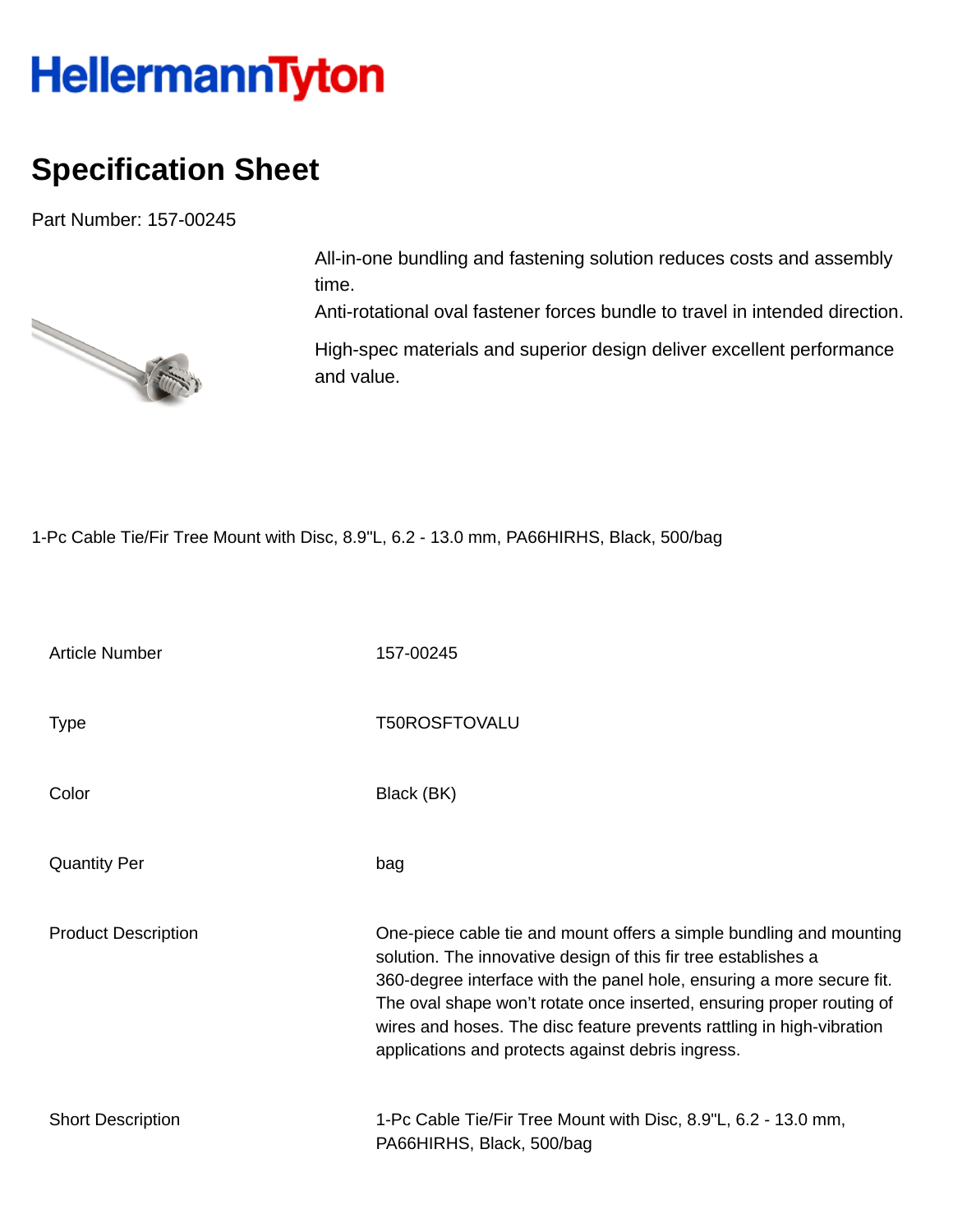HellermannTyton

# Specification Sheet

Part Number: 157-00245

All-in-one bundling and fastening solution reduces costs and assembly time.
Anti-rotational oval fastener forces bundle to travel in intended direction.

High-spec materials and superior design deliver excellent performance and value.

1-Pc Cable Tie/Fir Tree Mount with Disc, 8.9"L, 6.2 - 13.0 mm, PA66HIRHS, Black, 500/bag

| | |
|---|---|
| Article Number | 157-00245 |
| Type | T50ROSFTOVALU |
| Color | Black (BK) |
| Quantity Per | bag |
| Product Description | One-piece cable tie and mount offers a simple bundling and mounting solution. The innovative design of this fir tree establishes a 360-degree interface with the panel hole, ensuring a more secure fit. The oval shape won't rotate once inserted, ensuring proper routing of wires and hoses. The disc feature prevents rattling in high-vibration applications and protects against debris ingress. |
| Short Description | 1-Pc Cable Tie/Fir Tree Mount with Disc, 8.9"L, 6.2 - 13.0 mm, PA66HIRHS, Black, 500/bag |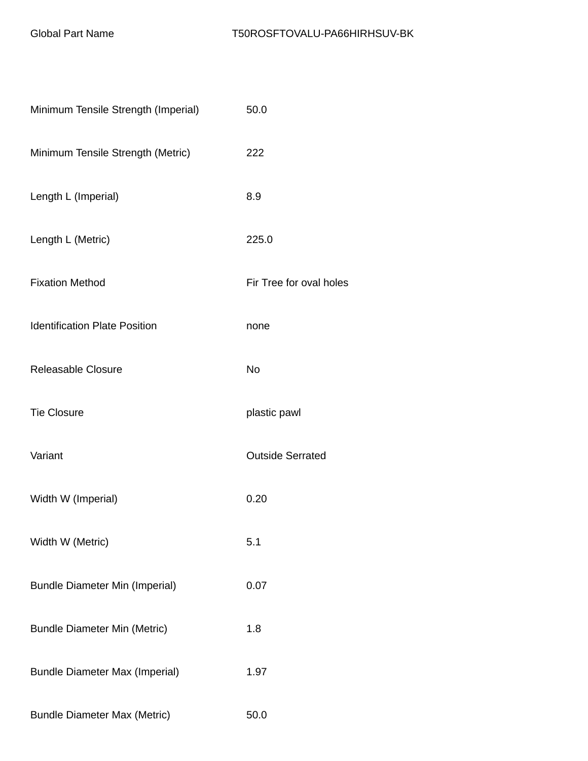| Global Part Name | T50ROSFTOVALU-PA66HIRHSUV-BK |
| --- | --- |
| Minimum Tensile Strength (Imperial) | 50.0 |
| Minimum Tensile Strength (Metric) | 222 |
| Length L (Imperial) | 8.9 |
| Length L (Metric) | 225.0 |
| Fixation Method | Fir Tree for oval holes |
| Identification Plate Position | none |
| Releasable Closure | No |
| Tie Closure | plastic pawl |
| Variant | Outside Serrated |
| Width W (Imperial) | 0.20 |
| Width W (Metric) | 5.1 |
| Bundle Diameter Min (Imperial) | 0.07 |
| Bundle Diameter Min (Metric) | 1.8 |
| Bundle Diameter Max (Imperial) | 1.97 |
| Bundle Diameter Max (Metric) | 50.0 |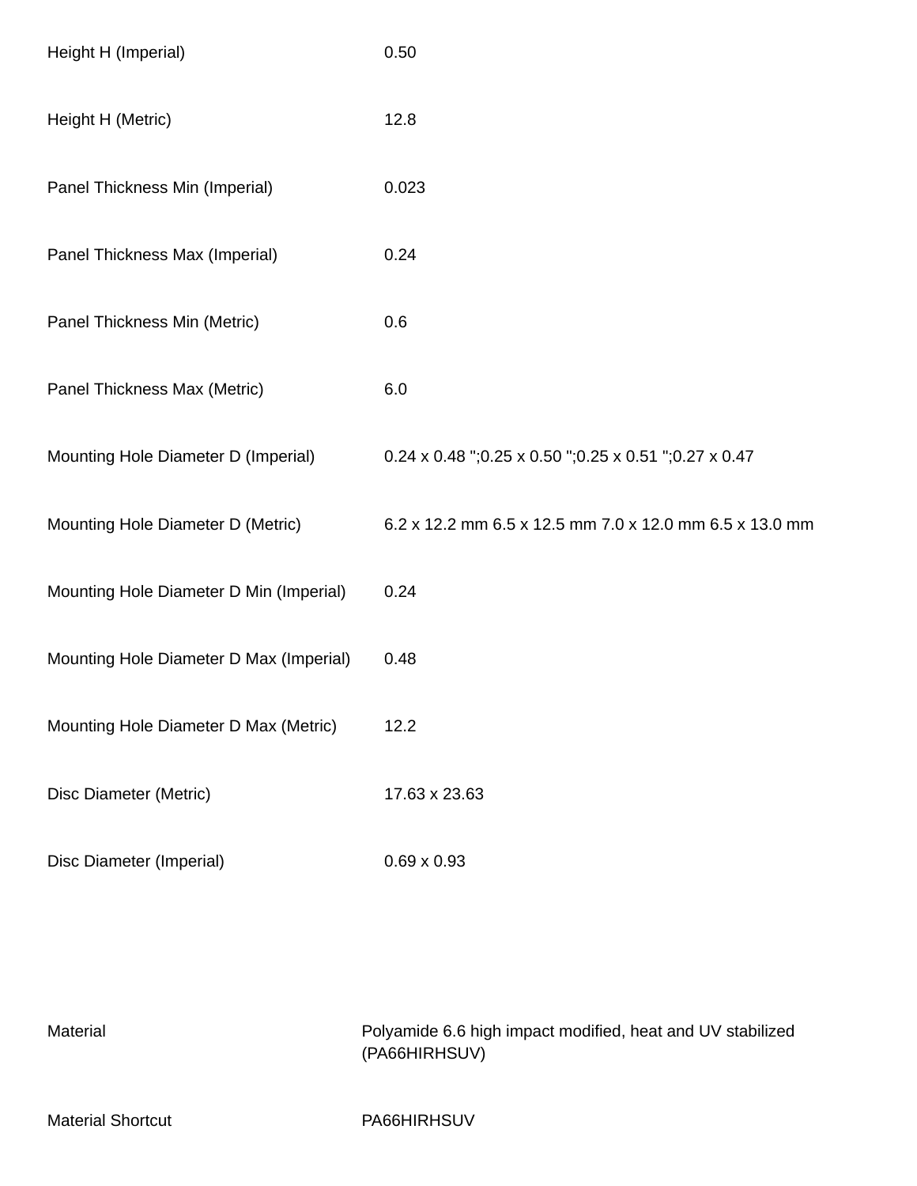| | |
|---|---|
| Height H (Imperial) | 0.50 |
| Height H (Metric) | 12.8 |
| Panel Thickness Min (Imperial) | 0.023 |
| Panel Thickness Max (Imperial) | 0.24 |
| Panel Thickness Min (Metric) | 0.6 |
| Panel Thickness Max (Metric) | 6.0 |
| Mounting Hole Diameter D (Imperial) | 0.24 x 0.48 ";0.25 x 0.50 ";0.25 x 0.51 ";0.27 x 0.47 |
| Mounting Hole Diameter D (Metric) | 6.2 x 12.2 mm 6.5 x 12.5 mm 7.0 x 12.0 mm 6.5 x 13.0 mm |
| Mounting Hole Diameter D Min (Imperial) | 0.24 |
| Mounting Hole Diameter D Max (Imperial) | 0.48 |
| Mounting Hole Diameter D Max (Metric) | 12.2 |
| Disc Diameter (Metric) | 17.63 x 23.63 |
| Disc Diameter (Imperial) | 0.69 x 0.93 |

| | |
|---|---|
| Material | Polyamide 6.6 high impact modified, heat and UV stabilized (PA66HIRHSUV) |
| Material Shortcut | PA66HIRHSUV |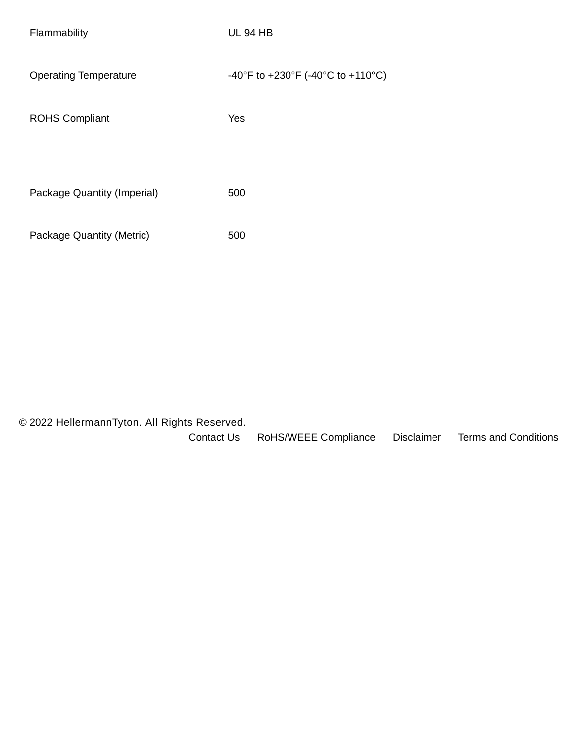| | |
|---|---|
| Flammability | UL 94 HB |
| Operating Temperature | -40°F to +230°F (-40°C to +110°C) |
| ROHS Compliant | Yes |

| | |
|---|---|
| Package Quantity (Imperial) | 500 |
| Package Quantity (Metric) | 500 |

© 2022 HellermannTyton. All Rights Reserved.

Contact Us RoHS/WEEE Compliance Disclaimer Terms and Conditions